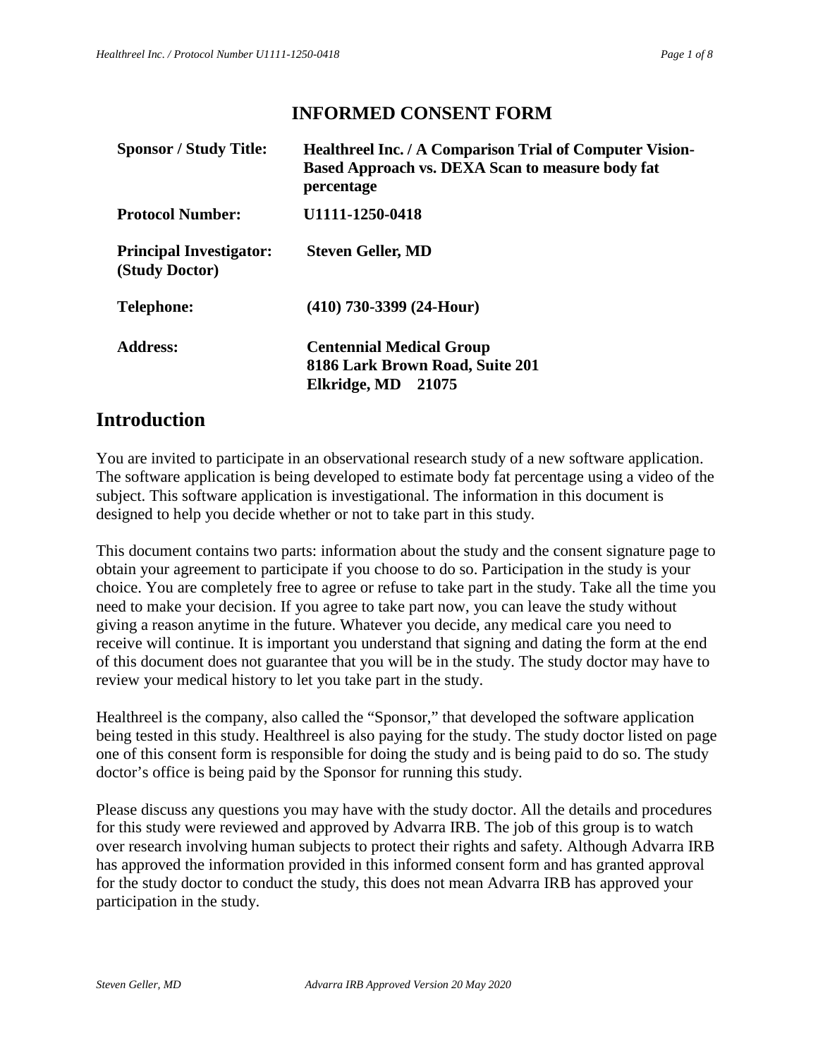# INFORMED CONSENT FORM

| | |
|---|---|
| **Sponsor / Study Title:** | **Healthreel Inc. / A Comparison Trial of Computer Vision-Based Approach vs. DEXA Scan to measure body fat percentage** |
| **Protocol Number:** | **U1111-1250-0418** |
| **Principal Investigator: (Study Doctor)** | **Steven Geller, MD** |
| **Telephone:** | **(410) 730-3399 (24-Hour)** |
| **Address:** | **Centennial Medical Group<br>8186 Lark Brown Road, Suite 201<br>Elkridge, MD 21075** |

## Introduction

You are invited to participate in an observational research study of a new software application. The software application is being developed to estimate body fat percentage using a video of the subject. This software application is investigational. The information in this document is designed to help you decide whether or not to take part in this study.

This document contains two parts: information about the study and the consent signature page to obtain your agreement to participate if you choose to do so. Participation in the study is your choice. You are completely free to agree or refuse to take part in the study. Take all the time you need to make your decision. If you agree to take part now, you can leave the study without giving a reason anytime in the future. Whatever you decide, any medical care you need to receive will continue. It is important you understand that signing and dating the form at the end of this document does not guarantee that you will be in the study. The study doctor may have to review your medical history to let you take part in the study.

Healthreel is the company, also called the "Sponsor," that developed the software application being tested in this study. Healthreel is also paying for the study. The study doctor listed on page one of this consent form is responsible for doing the study and is being paid to do so. The study doctor's office is being paid by the Sponsor for running this study.

Please discuss any questions you may have with the study doctor. All the details and procedures for this study were reviewed and approved by Advarra IRB. The job of this group is to watch over research involving human subjects to protect their rights and safety. Although Advarra IRB has approved the information provided in this informed consent form and has granted approval for the study doctor to conduct the study, this does not mean Advarra IRB has approved your participation in the study.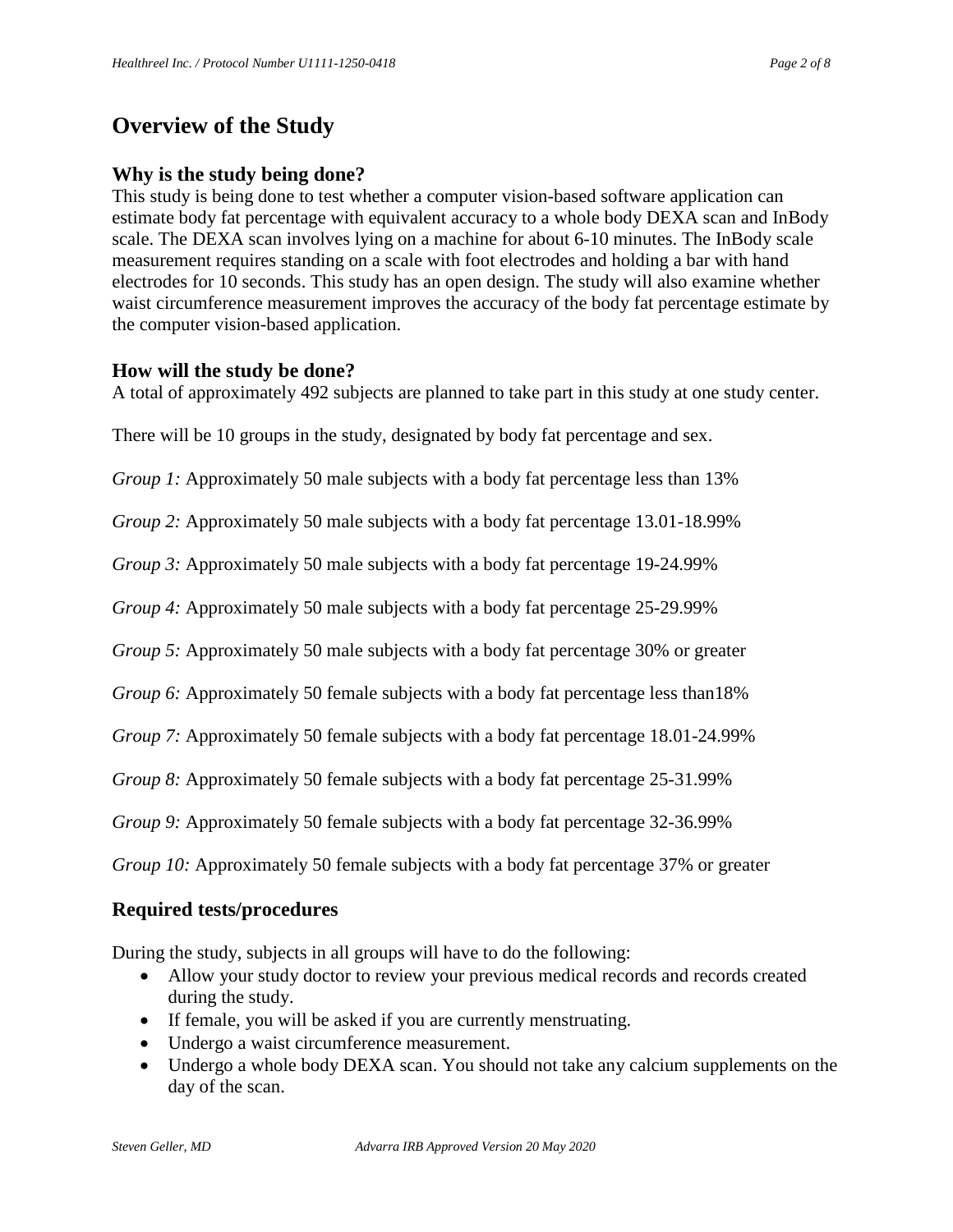# Overview of the Study

### Why is the study being done?

This study is being done to test whether a computer vision-based software application can estimate body fat percentage with equivalent accuracy to a whole body DEXA scan and InBody scale. The DEXA scan involves lying on a machine for about 6-10 minutes. The InBody scale measurement requires standing on a scale with foot electrodes and holding a bar with hand electrodes for 10 seconds. This study has an open design. The study will also examine whether waist circumference measurement improves the accuracy of the body fat percentage estimate by the computer vision-based application.

### How will the study be done?

A total of approximately 492 subjects are planned to take part in this study at one study center.

There will be 10 groups in the study, designated by body fat percentage and sex.

*Group 1:* Approximately 50 male subjects with a body fat percentage less than 13%

*Group 2:* Approximately 50 male subjects with a body fat percentage 13.01-18.99%

*Group 3:* Approximately 50 male subjects with a body fat percentage 19-24.99%

*Group 4:* Approximately 50 male subjects with a body fat percentage 25-29.99%

*Group 5:* Approximately 50 male subjects with a body fat percentage 30% or greater

*Group 6:* Approximately 50 female subjects with a body fat percentage less than18%

*Group 7:* Approximately 50 female subjects with a body fat percentage 18.01-24.99%

*Group 8:* Approximately 50 female subjects with a body fat percentage 25-31.99%

*Group 9:* Approximately 50 female subjects with a body fat percentage 32-36.99%

*Group 10:* Approximately 50 female subjects with a body fat percentage 37% or greater

### Required tests/procedures

During the study, subjects in all groups will have to do the following:

- Allow your study doctor to review your previous medical records and records created during the study.
- If female, you will be asked if you are currently menstruating.
- Undergo a waist circumference measurement.
- Undergo a whole body DEXA scan. You should not take any calcium supplements on the day of the scan.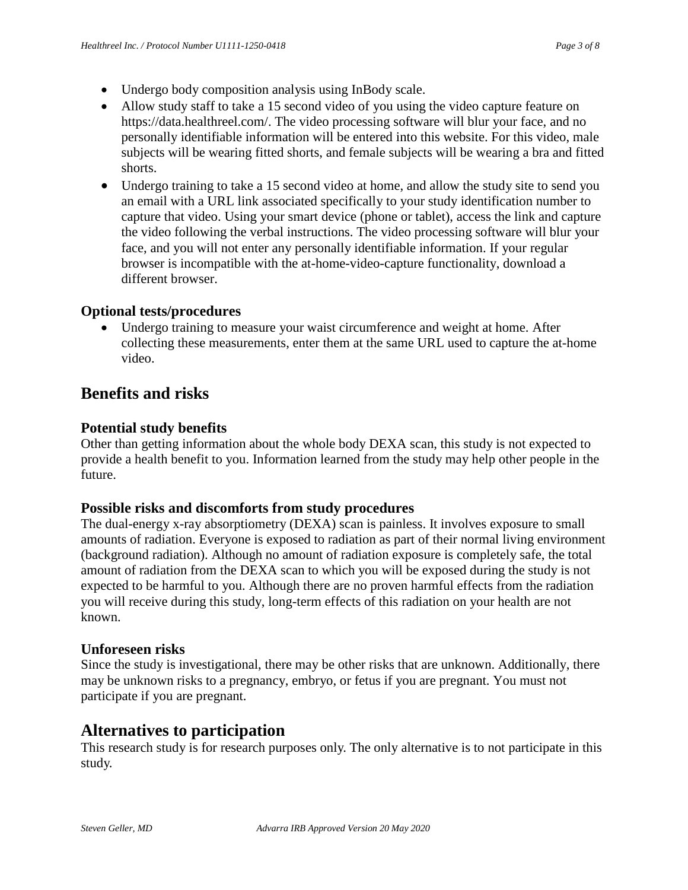- Undergo body composition analysis using InBody scale.
- Allow study staff to take a 15 second video of you using the video capture feature on https://data.healthreel.com/. The video processing software will blur your face, and no personally identifiable information will be entered into this website. For this video, male subjects will be wearing fitted shorts, and female subjects will be wearing a bra and fitted shorts.
- Undergo training to take a 15 second video at home, and allow the study site to send you an email with a URL link associated specifically to your study identification number to capture that video. Using your smart device (phone or tablet), access the link and capture the video following the verbal instructions. The video processing software will blur your face, and you will not enter any personally identifiable information. If your regular browser is incompatible with the at-home-video-capture functionality, download a different browser.

### Optional tests/procedures

- Undergo training to measure your waist circumference and weight at home. After collecting these measurements, enter them at the same URL used to capture the at-home video.

## Benefits and risks

### Potential study benefits

Other than getting information about the whole body DEXA scan, this study is not expected to provide a health benefit to you. Information learned from the study may help other people in the future.

### Possible risks and discomforts from study procedures

The dual-energy x-ray absorptiometry (DEXA) scan is painless. It involves exposure to small amounts of radiation. Everyone is exposed to radiation as part of their normal living environment (background radiation). Although no amount of radiation exposure is completely safe, the total amount of radiation from the DEXA scan to which you will be exposed during the study is not expected to be harmful to you. Although there are no proven harmful effects from the radiation you will receive during this study, long-term effects of this radiation on your health are not known.

### Unforeseen risks

Since the study is investigational, there may be other risks that are unknown. Additionally, there may be unknown risks to a pregnancy, embryo, or fetus if you are pregnant. You must not participate if you are pregnant.

## Alternatives to participation

This research study is for research purposes only. The only alternative is to not participate in this study.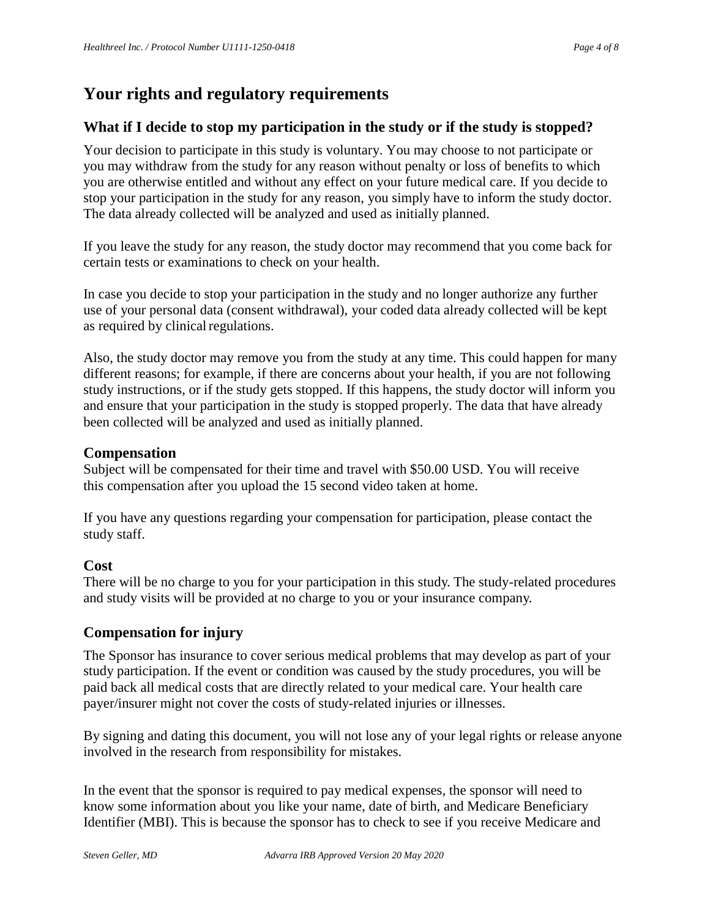# Your rights and regulatory requirements

## What if I decide to stop my participation in the study or if the study is stopped?

Your decision to participate in this study is voluntary. You may choose to not participate or you may withdraw from the study for any reason without penalty or loss of benefits to which you are otherwise entitled and without any effect on your future medical care. If you decide to stop your participation in the study for any reason, you simply have to inform the study doctor. The data already collected will be analyzed and used as initially planned.

If you leave the study for any reason, the study doctor may recommend that you come back for certain tests or examinations to check on your health.

In case you decide to stop your participation in the study and no longer authorize any further use of your personal data (consent withdrawal), your coded data already collected will be kept as required by clinical regulations.

Also, the study doctor may remove you from the study at any time. This could happen for many different reasons; for example, if there are concerns about your health, if you are not following study instructions, or if the study gets stopped. If this happens, the study doctor will inform you and ensure that your participation in the study is stopped properly. The data that have already been collected will be analyzed and used as initially planned.

### Compensation

Subject will be compensated for their time and travel with $50.00 USD. You will receive this compensation after you upload the 15 second video taken at home.

If you have any questions regarding your compensation for participation, please contact the study staff.

### Cost

There will be no charge to you for your participation in this study. The study-related procedures and study visits will be provided at no charge to you or your insurance company.

## Compensation for injury

The Sponsor has insurance to cover serious medical problems that may develop as part of your study participation. If the event or condition was caused by the study procedures, you will be paid back all medical costs that are directly related to your medical care. Your health care payer/insurer might not cover the costs of study-related injuries or illnesses.

By signing and dating this document, you will not lose any of your legal rights or release anyone involved in the research from responsibility for mistakes.

In the event that the sponsor is required to pay medical expenses, the sponsor will need to know some information about you like your name, date of birth, and Medicare Beneficiary Identifier (MBI). This is because the sponsor has to check to see if you receive Medicare and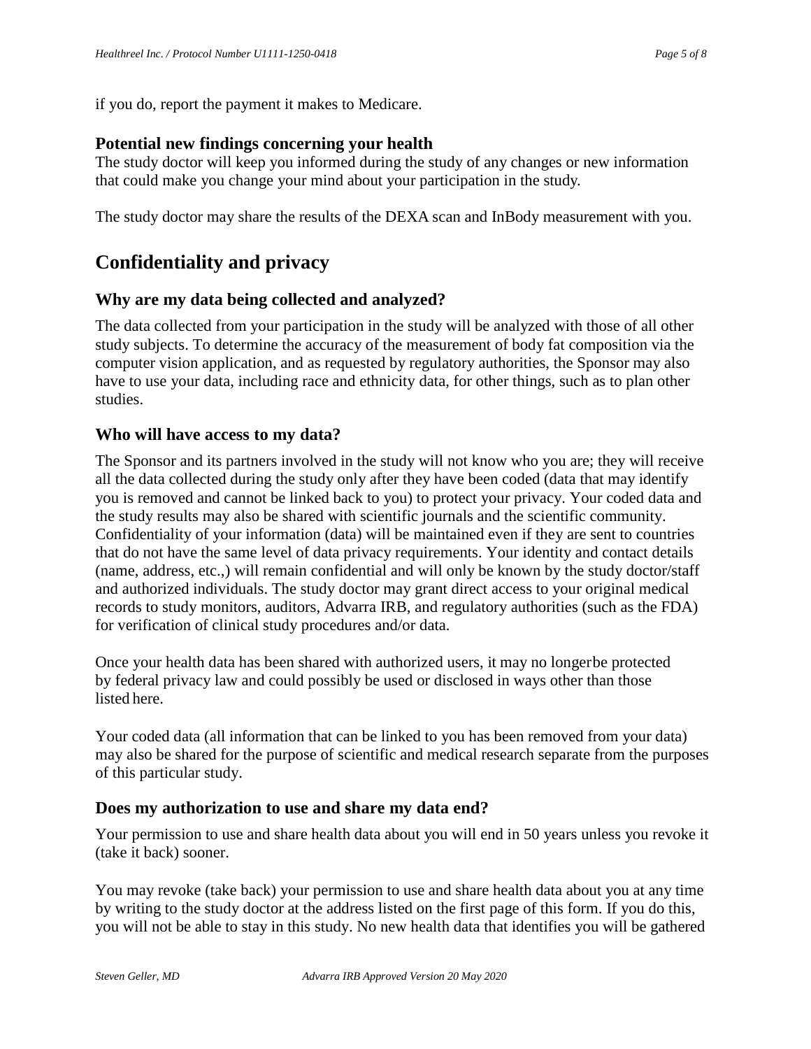if you do, report the payment it makes to Medicare.

### Potential new findings concerning your health

The study doctor will keep you informed during the study of any changes or new information that could make you change your mind about your participation in the study.

The study doctor may share the results of the DEXA scan and InBody measurement with you.

## Confidentiality and privacy

### Why are my data being collected and analyzed?

The data collected from your participation in the study will be analyzed with those of all other study subjects. To determine the accuracy of the measurement of body fat composition via the computer vision application, and as requested by regulatory authorities, the Sponsor may also have to use your data, including race and ethnicity data, for other things, such as to plan other studies.

### Who will have access to my data?

The Sponsor and its partners involved in the study will not know who you are; they will receive all the data collected during the study only after they have been coded (data that may identify you is removed and cannot be linked back to you) to protect your privacy. Your coded data and the study results may also be shared with scientific journals and the scientific community. Confidentiality of your information (data) will be maintained even if they are sent to countries that do not have the same level of data privacy requirements. Your identity and contact details (name, address, etc.,) will remain confidential and will only be known by the study doctor/staff and authorized individuals. The study doctor may grant direct access to your original medical records to study monitors, auditors, Advarra IRB, and regulatory authorities (such as the FDA) for verification of clinical study procedures and/or data.

Once your health data has been shared with authorized users, it may no longerbe protected by federal privacy law and could possibly be used or disclosed in ways other than those listed here.

Your coded data (all information that can be linked to you has been removed from your data) may also be shared for the purpose of scientific and medical research separate from the purposes of this particular study.

### Does my authorization to use and share my data end?

Your permission to use and share health data about you will end in 50 years unless you revoke it (take it back) sooner.

You may revoke (take back) your permission to use and share health data about you at any time by writing to the study doctor at the address listed on the first page of this form. If you do this, you will not be able to stay in this study. No new health data that identifies you will be gathered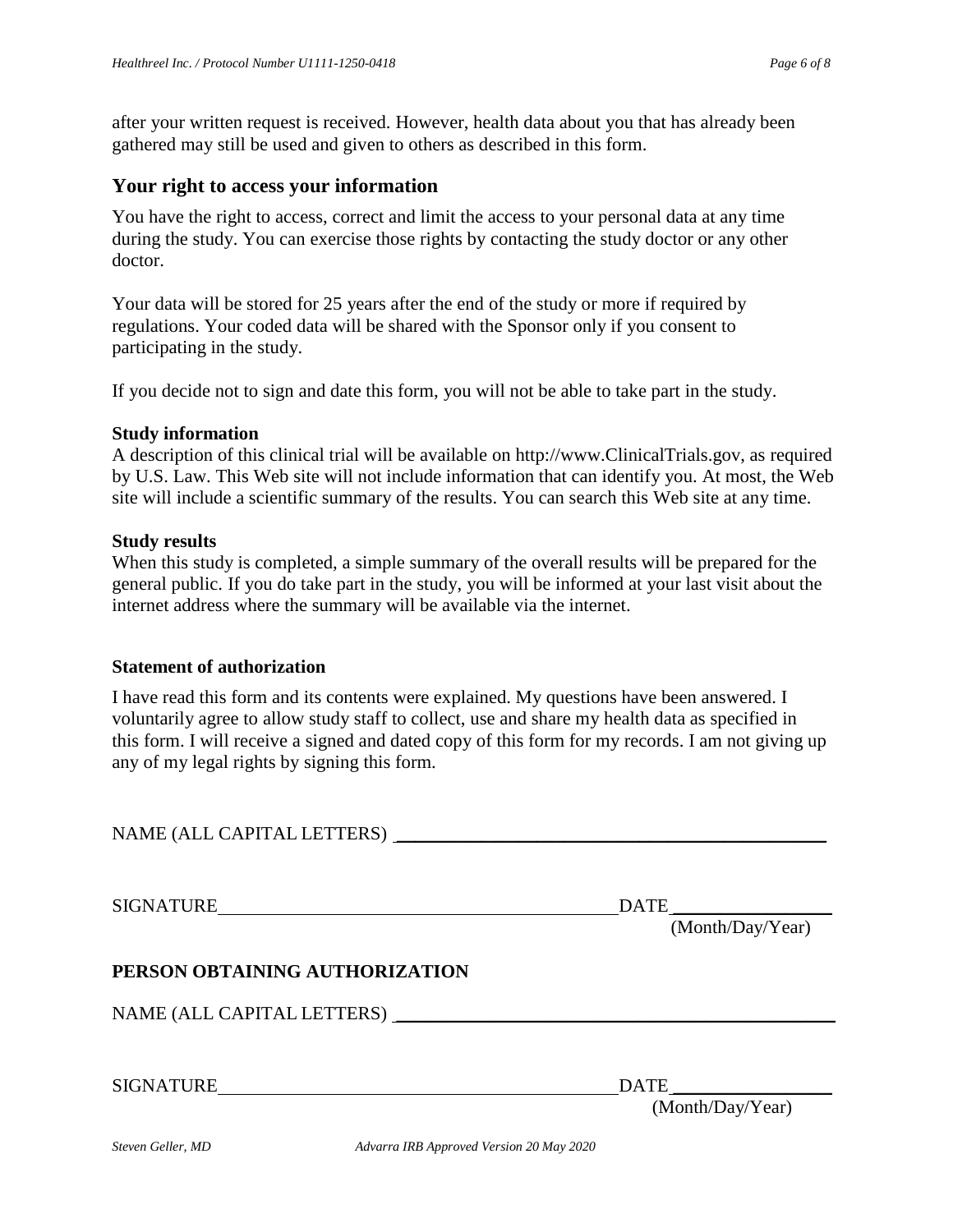after your written request is received. However, health data about you that has already been gathered may still be used and given to others as described in this form.

## Your right to access your information

You have the right to access, correct and limit the access to your personal data at any time during the study. You can exercise those rights by contacting the study doctor or any other doctor.

Your data will be stored for 25 years after the end of the study or more if required by regulations. Your coded data will be shared with the Sponsor only if you consent to participating in the study.

If you decide not to sign and date this form, you will not be able to take part in the study.

**Study information**

A description of this clinical trial will be available on http://www.ClinicalTrials.gov, as required by U.S. Law. This Web site will not include information that can identify you. At most, the Web site will include a scientific summary of the results. You can search this Web site at any time.

**Study results**

When this study is completed, a simple summary of the overall results will be prepared for the general public. If you do take part in the study, you will be informed at your last visit about the internet address where the summary will be available via the internet.

**Statement of authorization**

I have read this form and its contents were explained. My questions have been answered. I voluntarily agree to allow study staff to collect, use and share my health data as specified in this form. I will receive a signed and dated copy of this form for my records. I am not giving up any of my legal rights by signing this form.

NAME (ALL CAPITAL LETTERS) ______________________________________________

SIGNATURE ________________________________________ DATE ________________
(Month/Day/Year)

**PERSON OBTAINING AUTHORIZATION**

NAME (ALL CAPITAL LETTERS) ______________________________________________

SIGNATURE ________________________________________ DATE ________________
(Month/Day/Year)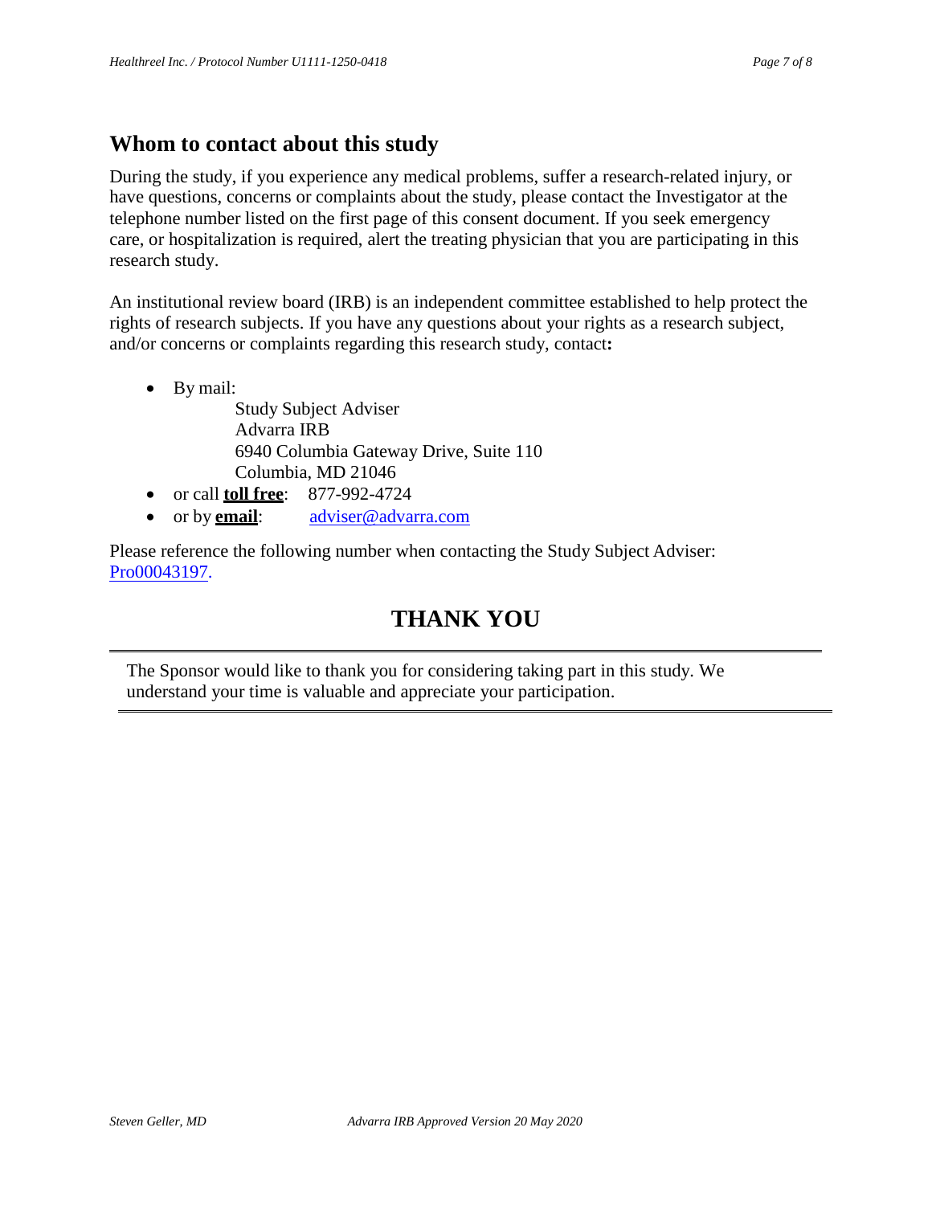## Whom to contact about this study

During the study, if you experience any medical problems, suffer a research-related injury, or have questions, concerns or complaints about the study, please contact the Investigator at the telephone number listed on the first page of this consent document. If you seek emergency care, or hospitalization is required, alert the treating physician that you are participating in this research study.

An institutional review board (IRB) is an independent committee established to help protect the rights of research subjects. If you have any questions about your rights as a research subject, and/or concerns or complaints regarding this research study, contact**:**

- By mail:
  Study Subject Adviser
  Advarra IRB
  6940 Columbia Gateway Drive, Suite 110
  Columbia, MD 21046
- or call **toll free**: 877-992-4724
- or by **email**: adviser@advarra.com

Please reference the following number when contacting the Study Subject Adviser: Pro00043197.

## THANK YOU

---

The Sponsor would like to thank you for considering taking part in this study. We understand your time is valuable and appreciate your participation.

---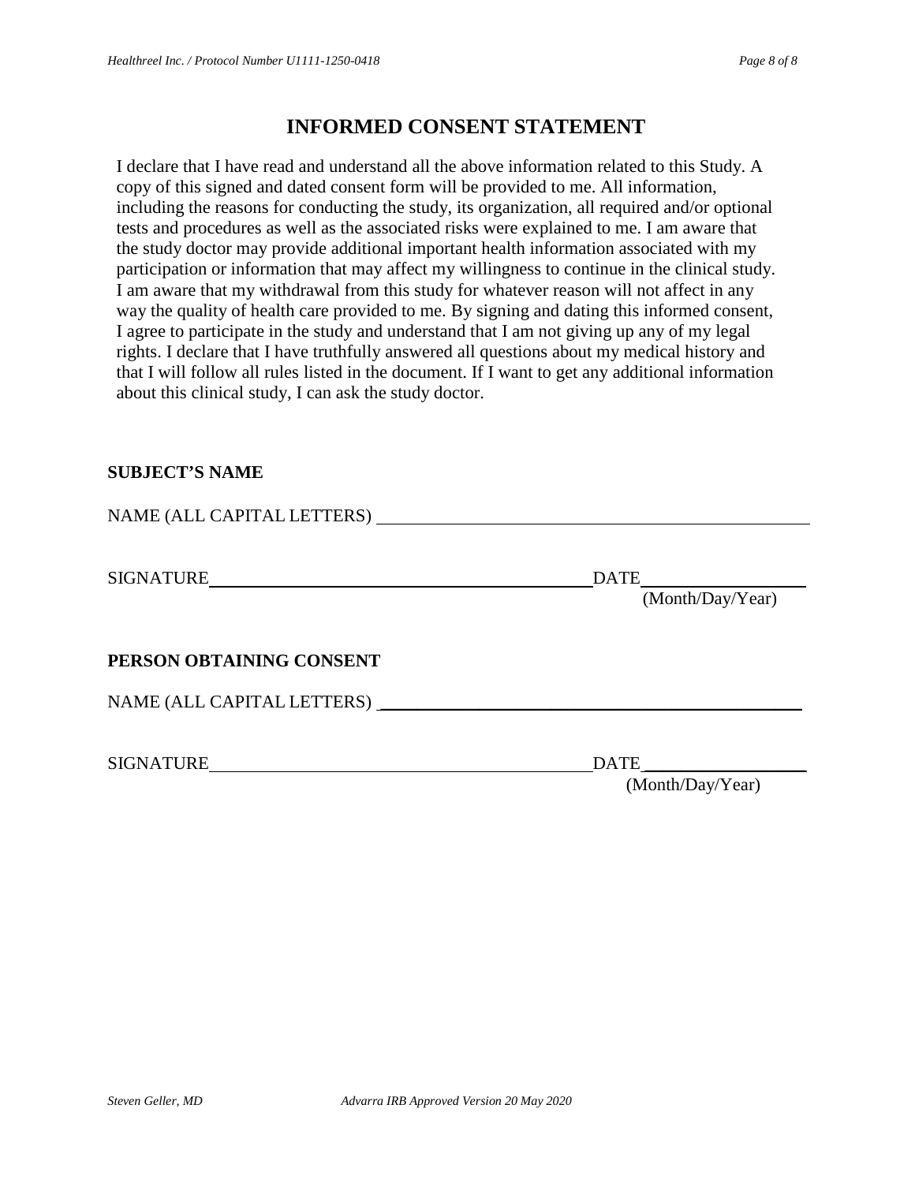# INFORMED CONSENT STATEMENT

I declare that I have read and understand all the above information related to this Study. A copy of this signed and dated consent form will be provided to me. All information, including the reasons for conducting the study, its organization, all required and/or optional tests and procedures as well as the associated risks were explained to me. I am aware that the study doctor may provide additional important health information associated with my participation or information that may affect my willingness to continue in the clinical study. I am aware that my withdrawal from this study for whatever reason will not affect in any way the quality of health care provided to me. By signing and dating this informed consent, I agree to participate in the study and understand that I am not giving up any of my legal rights. I declare that I have truthfully answered all questions about my medical history and that I will follow all rules listed in the document. If I want to get any additional information about this clinical study, I can ask the study doctor.

**SUBJECT'S NAME**

NAME (ALL CAPITAL LETTERS) ______________________________

SIGNATURE ______________________________ DATE __________________
(Month/Day/Year)

**PERSON OBTAINING CONSENT**

NAME (ALL CAPITAL LETTERS) ______________________________

SIGNATURE ______________________________ DATE __________________
(Month/Day/Year)